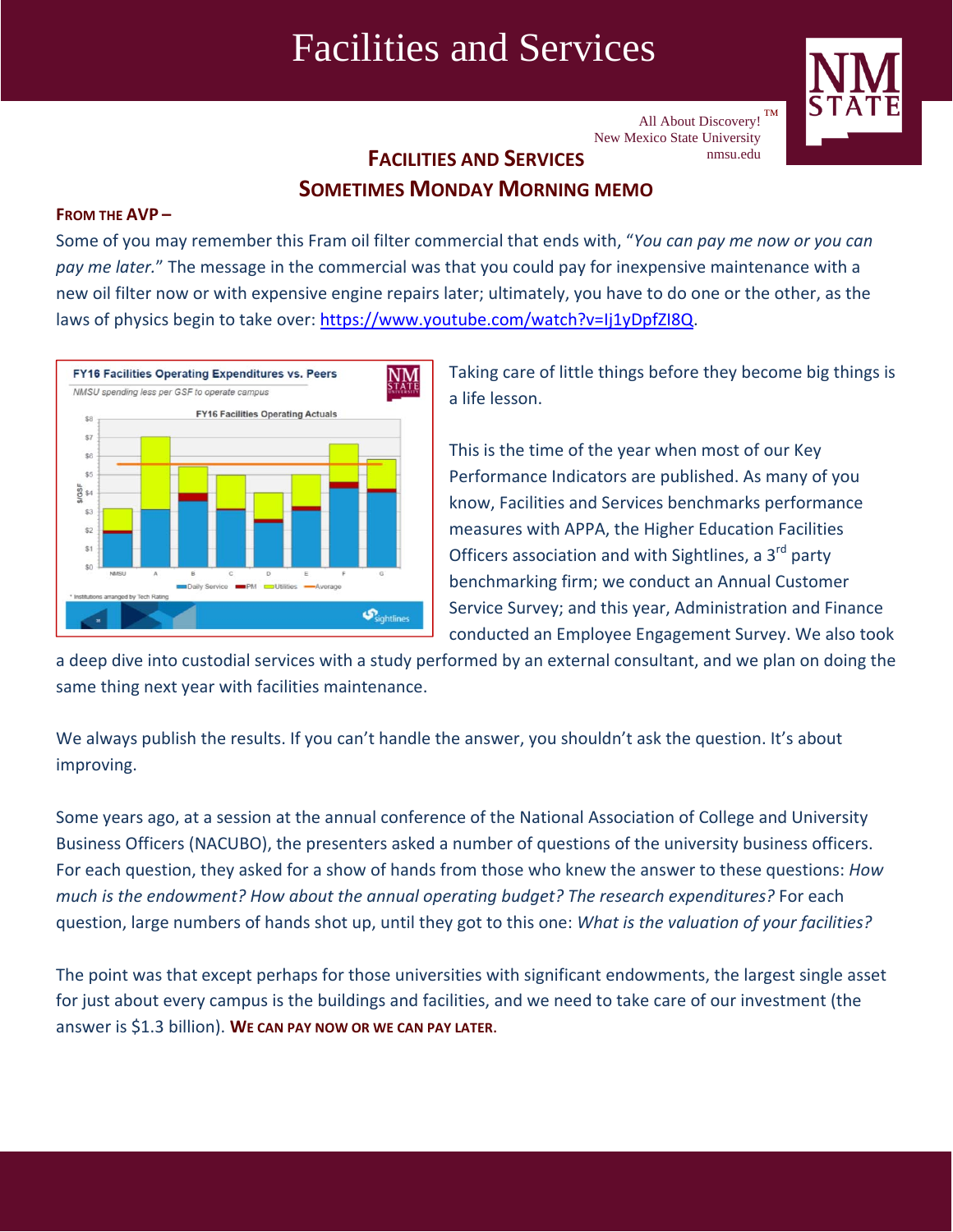# Facilities and Services

All About Discovery!™
New Mexico State University
nmsu.edu

## Facilities and Services Sometimes Monday Morning Memo

**From the AVP –**

Some of you may remember this Fram oil filter commercial that ends with, "*You can pay me now or you can pay me later.*" The message in the commercial was that you could pay for inexpensive maintenance with a new oil filter now or with expensive engine repairs later; ultimately, you have to do one or the other, as the laws of physics begin to take over: https://www.youtube.com/watch?v=Ij1yDpfZI8Q.

Taking care of little things before they become big things is a life lesson.

This is the time of the year when most of our Key Performance Indicators are published. As many of you know, Facilities and Services benchmarks performance measures with APPA, the Higher Education Facilities Officers association and with Sightlines, a 3rd party benchmarking firm; we conduct an Annual Customer Service Survey; and this year, Administration and Finance conducted an Employee Engagement Survey. We also took a deep dive into custodial services with a study performed by an external consultant, and we plan on doing the same thing next year with facilities maintenance.

We always publish the results. If you can't handle the answer, you shouldn't ask the question. It's about improving.

Some years ago, at a session at the annual conference of the National Association of College and University Business Officers (NACUBO), the presenters asked a number of questions of the university business officers. For each question, they asked for a show of hands from those who knew the answer to these questions: *How much is the endowment? How about the annual operating budget? The research expenditures?* For each question, large numbers of hands shot up, until they got to this one: *What is the valuation of your facilities?*

The point was that except perhaps for those universities with significant endowments, the largest single asset for just about every campus is the buildings and facilities, and we need to take care of our investment (the answer is $1.3 billion). **We can pay now or we can pay later.**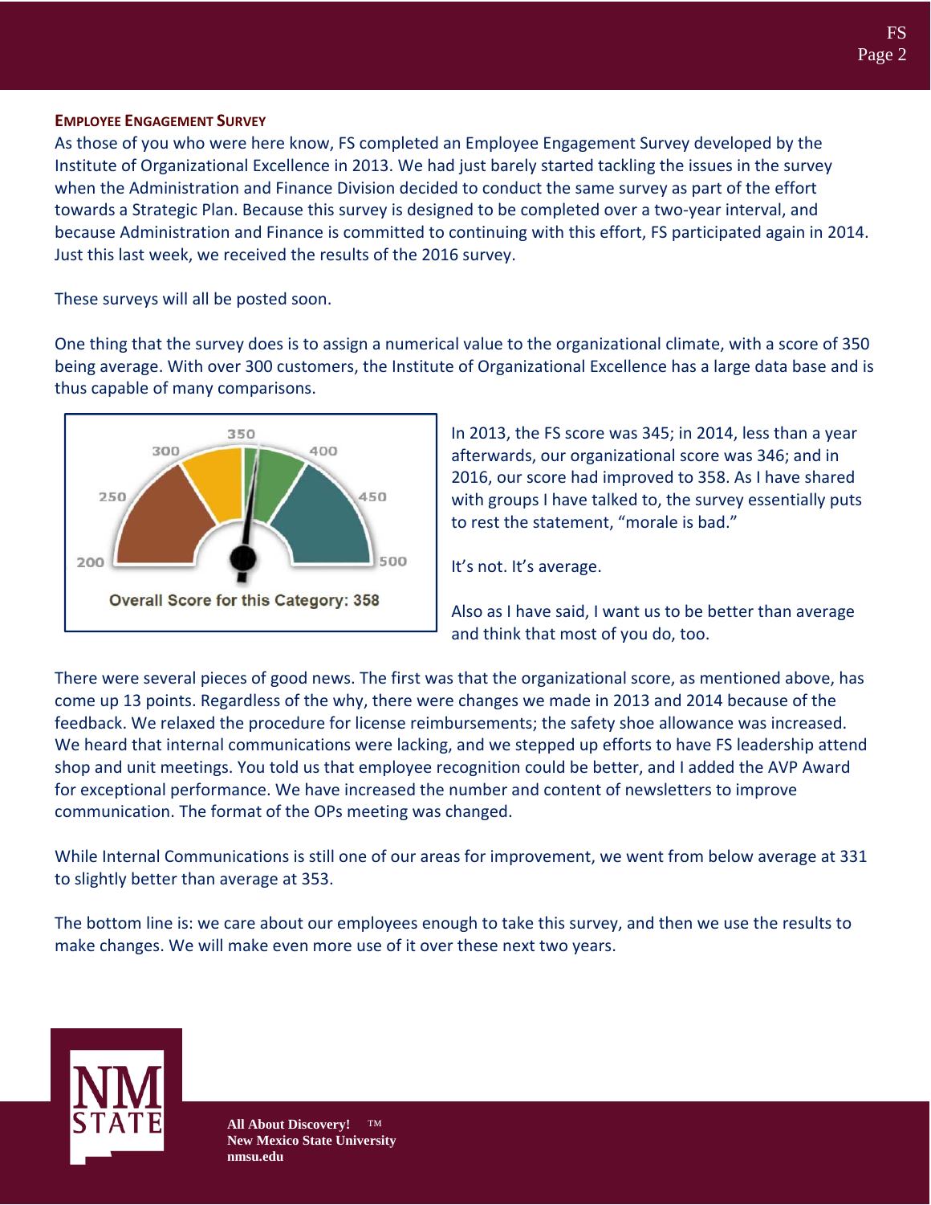## EMPLOYEE ENGAGEMENT SURVEY

As those of you who were here know, FS completed an Employee Engagement Survey developed by the Institute of Organizational Excellence in 2013. We had just barely started tackling the issues in the survey when the Administration and Finance Division decided to conduct the same survey as part of the effort towards a Strategic Plan. Because this survey is designed to be completed over a two-year interval, and because Administration and Finance is committed to continuing with this effort, FS participated again in 2014. Just this last week, we received the results of the 2016 survey.

These surveys will all be posted soon.

One thing that the survey does is to assign a numerical value to the organizational climate, with a score of 350 being average. With over 300 customers, the Institute of Organizational Excellence has a large data base and is thus capable of many comparisons.

Overall Score for this Category: 358

In 2013, the FS score was 345; in 2014, less than a year afterwards, our organizational score was 346; and in 2016, our score had improved to 358. As I have shared with groups I have talked to, the survey essentially puts to rest the statement, "morale is bad."

It's not. It's average.

Also as I have said, I want us to be better than average and think that most of you do, too.

There were several pieces of good news. The first was that the organizational score, as mentioned above, has come up 13 points. Regardless of the why, there were changes we made in 2013 and 2014 because of the feedback. We relaxed the procedure for license reimbursements; the safety shoe allowance was increased. We heard that internal communications were lacking, and we stepped up efforts to have FS leadership attend shop and unit meetings. You told us that employee recognition could be better, and I added the AVP Award for exceptional performance. We have increased the number and content of newsletters to improve communication. The format of the OPs meeting was changed.

While Internal Communications is still one of our areas for improvement, we went from below average at 331 to slightly better than average at 353.

The bottom line is: we care about our employees enough to take this survey, and then we use the results to make changes. We will make even more use of it over these next two years.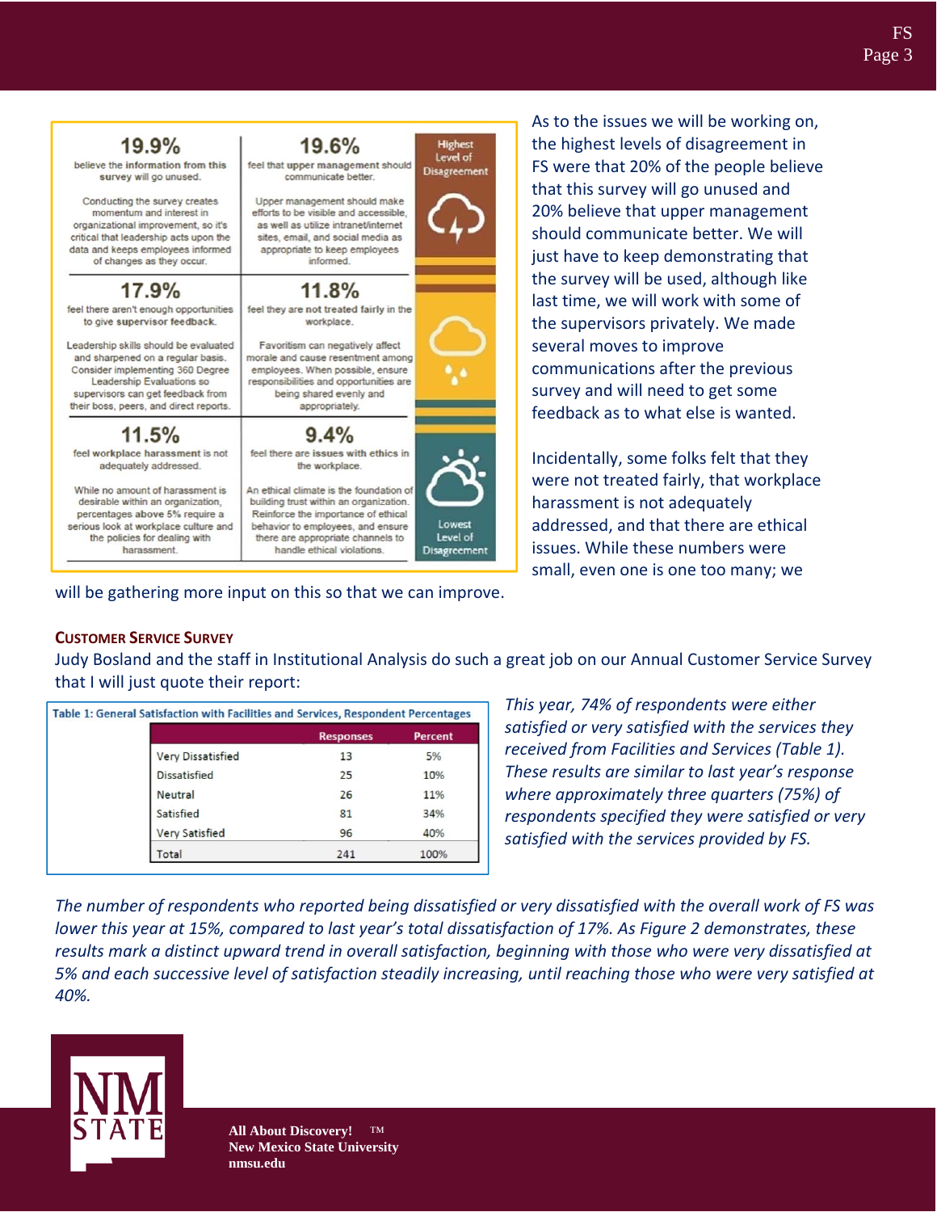| | | |
|---|---|---|
| **19.9%** believe the information from this survey will go unused. Conducting the survey creates momentum and interest in organizational improvement, so it's critical that leadership acts upon the data and keeps employees informed of changes as they occur. | **19.6%** feel that upper management should communicate better. Upper management should make efforts to be visible and accessible, as well as utilize intranet/internet sites, email, and social media as appropriate to keep employees informed. | Highest Level of Disagreement |
| **17.9%** feel there aren't enough opportunities to give supervisor feedback. Leadership skills should be evaluated and sharpened on a regular basis. Consider implementing 360 Degree Leadership Evaluations so supervisors can get feedback from their boss, peers, and direct reports. | **11.8%** feel they are not treated fairly in the workplace. Favoritism can negatively affect morale and cause resentment among employees. When possible, ensure responsibilities and opportunities are being shared evenly and appropriately. | |
| **11.5%** feel workplace harassment is not adequately addressed. While no amount of harassment is desirable within an organization, percentages above 5% require a serious look at workplace culture and the policies for dealing with harassment. | **9.4%** feel there are issues with ethics in the workplace. An ethical climate is the foundation of building trust within an organization. Reinforce the importance of ethical behavior to employees, and ensure there are appropriate channels to handle ethical violations. | Lowest Level of Disagreement |

As to the issues we will be working on, the highest levels of disagreement in FS were that 20% of the people believe that this survey will go unused and 20% believe that upper management should communicate better. We will just have to keep demonstrating that the survey will be used, although like last time, we will work with some of the supervisors privately. We made several moves to improve communications after the previous survey and will need to get some feedback as to what else is wanted.

Incidentally, some folks felt that they were not treated fairly, that workplace harassment is not adequately addressed, and that there are ethical issues. While these numbers were small, even one is one too many; we will be gathering more input on this so that we can improve.

## Customer Service Survey

Judy Bosland and the staff in Institutional Analysis do such a great job on our Annual Customer Service Survey that I will just quote their report:

Table 1: General Satisfaction with Facilities and Services, Respondent Percentages

| | Responses | Percent |
|---|---|---|
| Very Dissatisfied | 13 | 5% |
| Dissatisfied | 25 | 10% |
| Neutral | 26 | 11% |
| Satisfied | 81 | 34% |
| Very Satisfied | 96 | 40% |
| Total | 241 | 100% |

*This year, 74% of respondents were either satisfied or very satisfied with the services they received from Facilities and Services (Table 1). These results are similar to last year's response where approximately three quarters (75%) of respondents specified they were satisfied or very satisfied with the services provided by FS.*

*The number of respondents who reported being dissatisfied or very dissatisfied with the overall work of FS was lower this year at 15%, compared to last year's total dissatisfaction of 17%. As Figure 2 demonstrates, these results mark a distinct upward trend in overall satisfaction, beginning with those who were very dissatisfied at 5% and each successive level of satisfaction steadily increasing, until reaching those who were very satisfied at 40%.*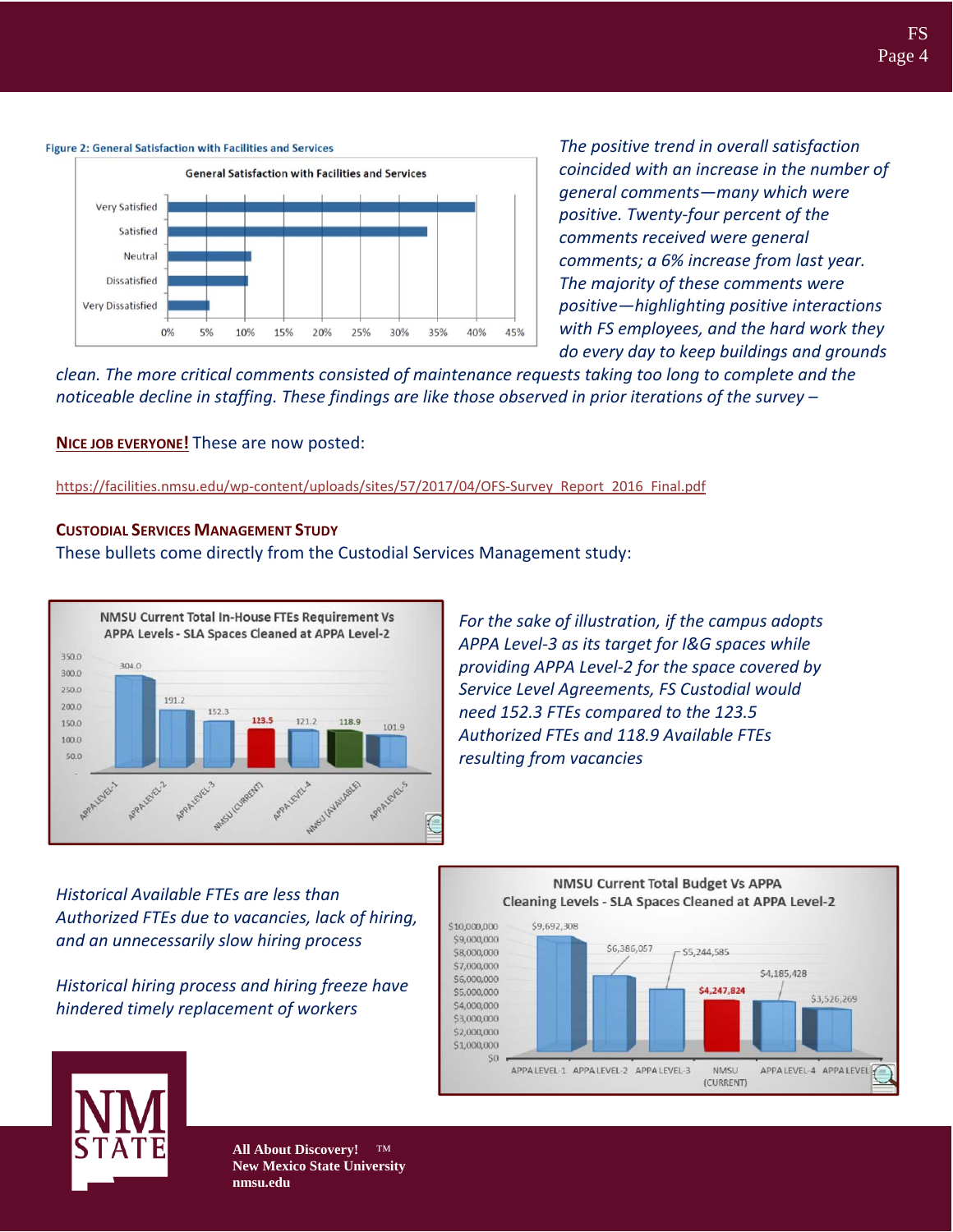Figure 2: General Satisfaction with Facilities and Services

*The positive trend in overall satisfaction coincided with an increase in the number of general comments—many which were positive. Twenty-four percent of the comments received were general comments; a 6% increase from last year. The majority of these comments were positive—highlighting positive interactions with FS employees, and the hard work they do every day to keep buildings and grounds clean. The more critical comments consisted of maintenance requests taking too long to complete and the noticeable decline in staffing. These findings are like those observed in prior iterations of the survey –*

**NICE JOB EVERYONE!** These are now posted:

https://facilities.nmsu.edu/wp-content/uploads/sites/57/2017/04/OFS-Survey_Report_2016_Final.pdf

### CUSTODIAL SERVICES MANAGEMENT STUDY

These bullets come directly from the Custodial Services Management study:

*For the sake of illustration, if the campus adopts APPA Level-3 as its target for I&G spaces while providing APPA Level-2 for the space covered by Service Level Agreements, FS Custodial would need 152.3 FTEs compared to the 123.5 Authorized FTEs and 118.9 Available FTEs resulting from vacancies*

*Historical Available FTEs are less than Authorized FTEs due to vacancies, lack of hiring, and an unnecessarily slow hiring process*

*Historical hiring process and hiring freeze have hindered timely replacement of workers*

**All About Discovery!** ™
**New Mexico State University**
**nmsu.edu**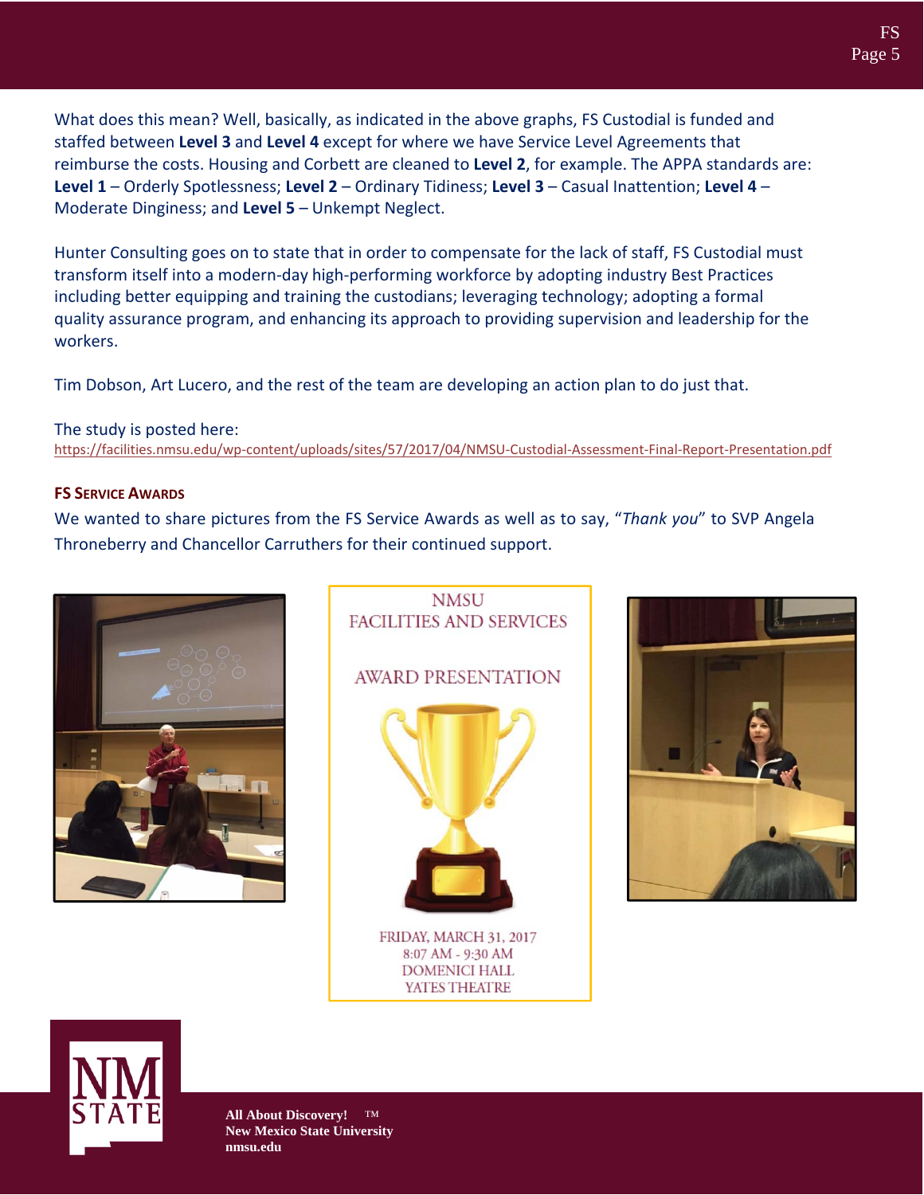What does this mean? Well, basically, as indicated in the above graphs, FS Custodial is funded and staffed between **Level 3** and **Level 4** except for where we have Service Level Agreements that reimburse the costs. Housing and Corbett are cleaned to **Level 2**, for example. The APPA standards are: **Level 1** – Orderly Spotlessness; **Level 2** – Ordinary Tidiness; **Level 3** – Casual Inattention; **Level 4** – Moderate Dinginess; and **Level 5** – Unkempt Neglect.

Hunter Consulting goes on to state that in order to compensate for the lack of staff, FS Custodial must transform itself into a modern-day high-performing workforce by adopting industry Best Practices including better equipping and training the custodians; leveraging technology; adopting a formal quality assurance program, and enhancing its approach to providing supervision and leadership for the workers.

Tim Dobson, Art Lucero, and the rest of the team are developing an action plan to do just that.

The study is posted here:
https://facilities.nmsu.edu/wp-content/uploads/sites/57/2017/04/NMSU-Custodial-Assessment-Final-Report-Presentation.pdf

## FS Service Awards

We wanted to share pictures from the FS Service Awards as well as to say, "*Thank you*" to SVP Angela Throneberry and Chancellor Carruthers for their continued support.

NMSU
FACILITIES AND SERVICES

AWARD PRESENTATION

FRIDAY, MARCH 31, 2017
8:07 AM - 9:30 AM
DOMENICI HALL
YATES THEATRE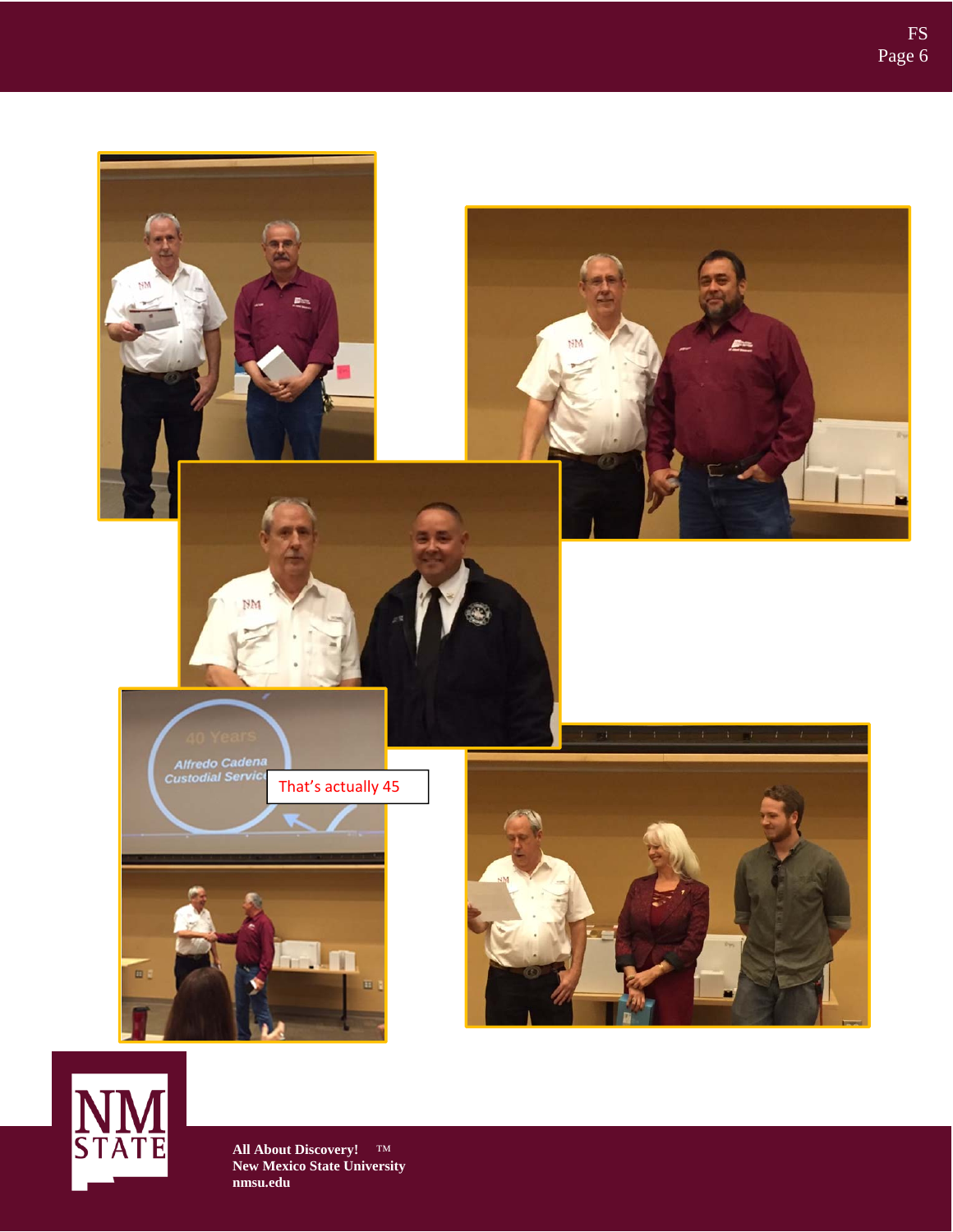That's actually 45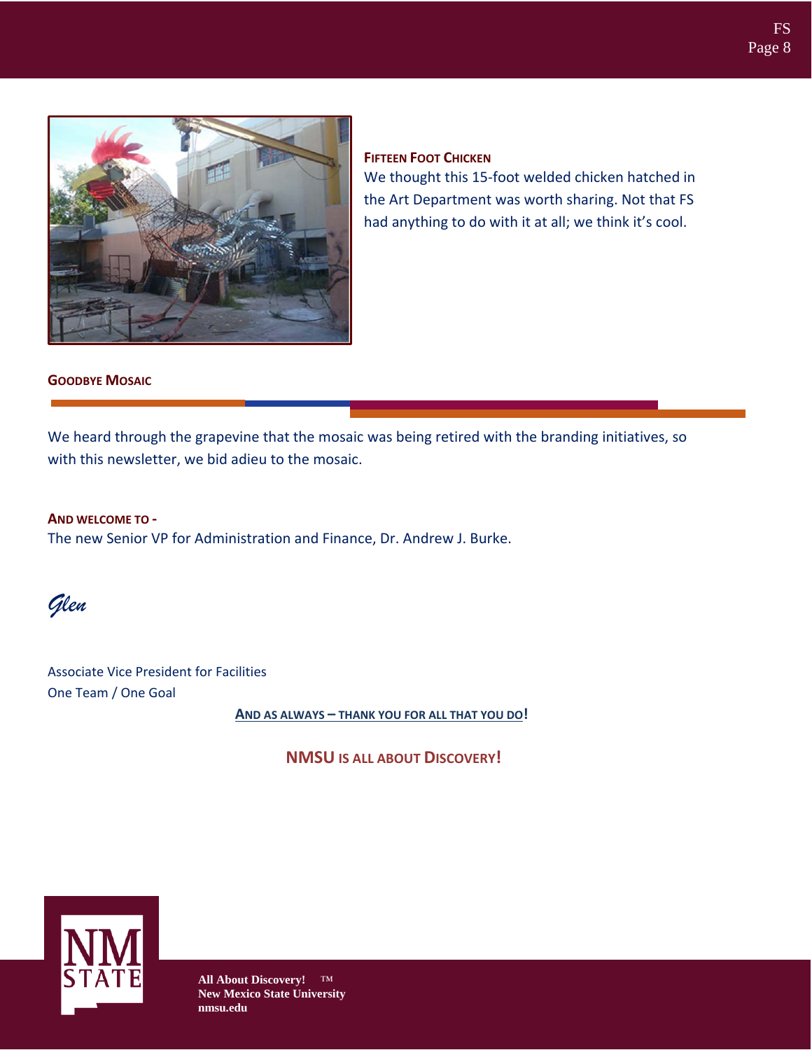### Fifteen Foot Chicken

We thought this 15-foot welded chicken hatched in the Art Department was worth sharing. Not that FS had anything to do with it at all; we think it's cool.

### Goodbye Mosaic

We heard through the grapevine that the mosaic was being retired with the branding initiatives, so with this newsletter, we bid adieu to the mosaic.

### And welcome to -

The new Senior VP for Administration and Finance, Dr. Andrew J. Burke.

*Glen*

Associate Vice President for Facilities
One Team / One Goal

**And as always – thank you for all that you do!**

**NMSU is all about Discovery!**

NM STATE

**All About Discovery!** ™
**New Mexico State University**
**nmsu.edu**